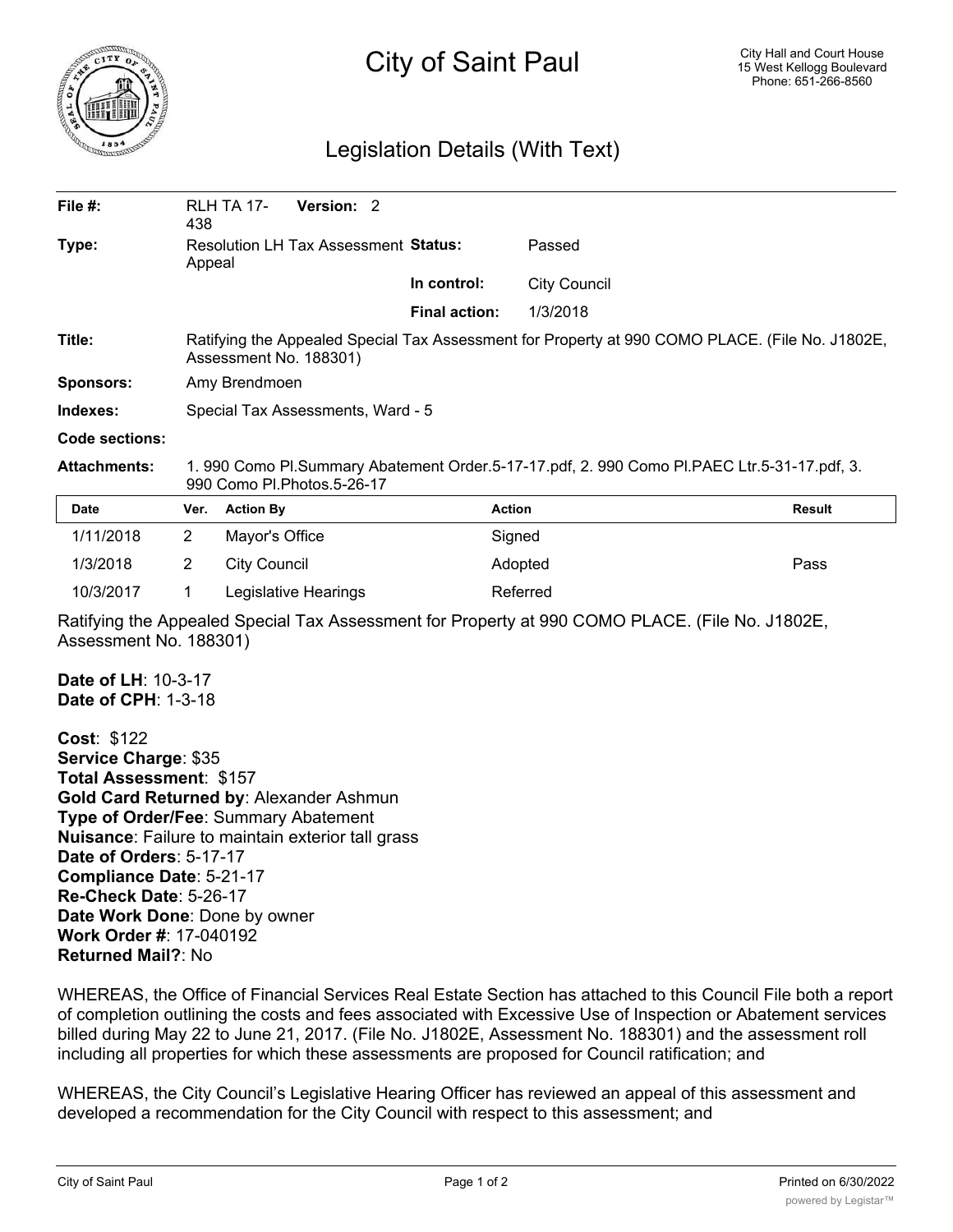# City of Saint Paul

City Hall and Court House
15 West Kellogg Boulevard
Phone: 651-266-8560

## Legislation Details (With Text)

| | | | |
|---|---|---|---|
| **File #:** | RLH TA 17-438 **Version:** 2 | | |
| **Type:** | Resolution LH Tax Assessment Appeal | **Status:** | Passed |
| | | **In control:** | City Council |
| | | **Final action:** | 1/3/2018 |
| **Title:** | Ratifying the Appealed Special Tax Assessment for Property at 990 COMO PLACE. (File No. J1802E, Assessment No. 188301) | | |
| **Sponsors:** | Amy Brendmoen | | |
| **Indexes:** | Special Tax Assessments, Ward - 5 | | |
| **Code sections:** | | | |
| **Attachments:** | 1. 990 Como Pl.Summary Abatement Order.5-17-17.pdf, 2. 990 Como Pl.PAEC Ltr.5-31-17.pdf, 3. 990 Como Pl.Photos.5-26-17 | | |

| Date | Ver. | Action By | Action | Result |
|---|---|---|---|---|
| 1/11/2018 | 2 | Mayor's Office | Signed | |
| 1/3/2018 | 2 | City Council | Adopted | Pass |
| 10/3/2017 | 1 | Legislative Hearings | Referred | |

Ratifying the Appealed Special Tax Assessment for Property at 990 COMO PLACE. (File No. J1802E, Assessment No. 188301)

**Date of LH**: 10-3-17
**Date of CPH**: 1-3-18

**Cost**: $122
**Service Charge**: $35
**Total Assessment**: $157
**Gold Card Returned by**: Alexander Ashmun
**Type of Order/Fee**: Summary Abatement
**Nuisance**: Failure to maintain exterior tall grass
**Date of Orders**: 5-17-17
**Compliance Date**: 5-21-17
**Re-Check Date**: 5-26-17
**Date Work Done**: Done by owner
**Work Order #**: 17-040192
**Returned Mail?**: No

WHEREAS, the Office of Financial Services Real Estate Section has attached to this Council File both a report of completion outlining the costs and fees associated with Excessive Use of Inspection or Abatement services billed during May 22 to June 21, 2017. (File No. J1802E, Assessment No. 188301) and the assessment roll including all properties for which these assessments are proposed for Council ratification; and

WHEREAS, the City Council's Legislative Hearing Officer has reviewed an appeal of this assessment and developed a recommendation for the City Council with respect to this assessment; and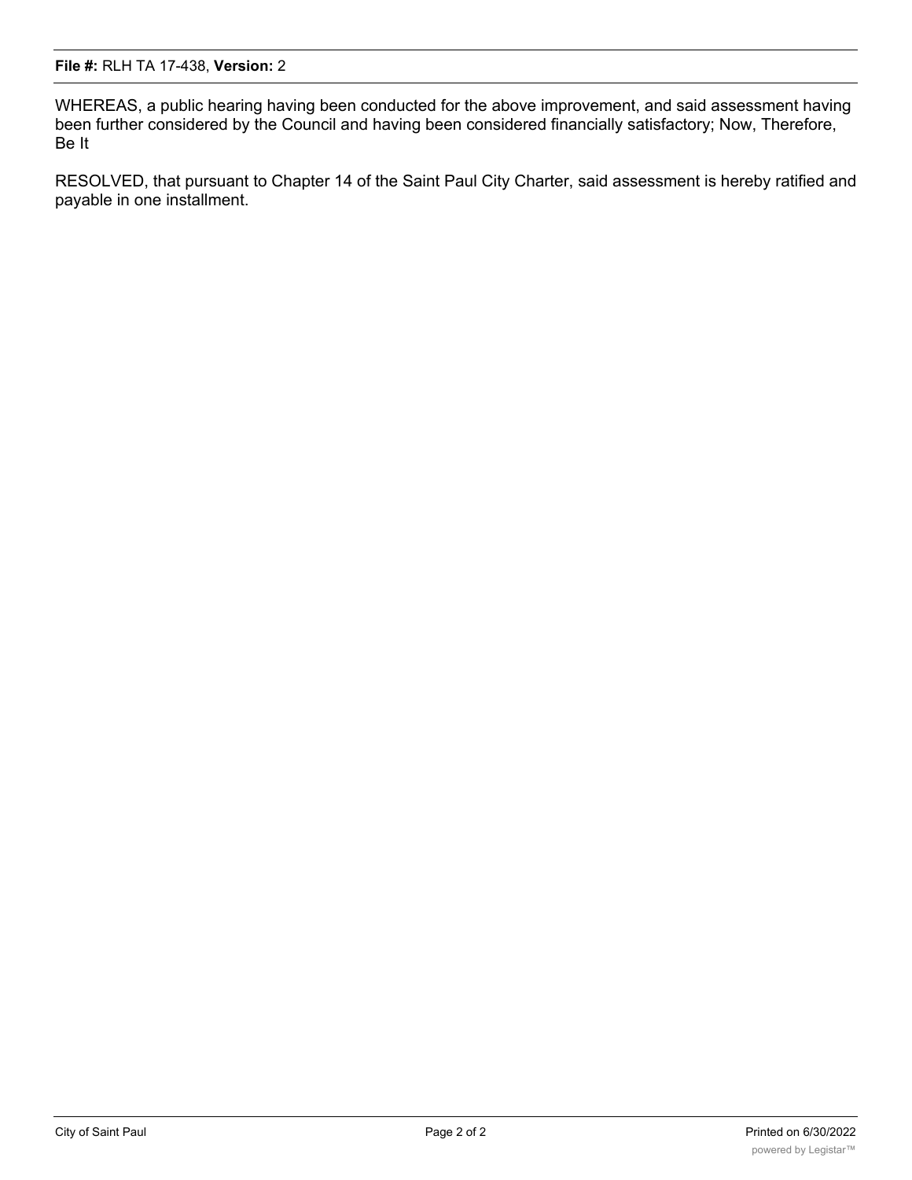WHEREAS, a public hearing having been conducted for the above improvement, and said assessment having been further considered by the Council and having been considered financially satisfactory; Now, Therefore, Be It

RESOLVED, that pursuant to Chapter 14 of the Saint Paul City Charter, said assessment is hereby ratified and payable in one installment.